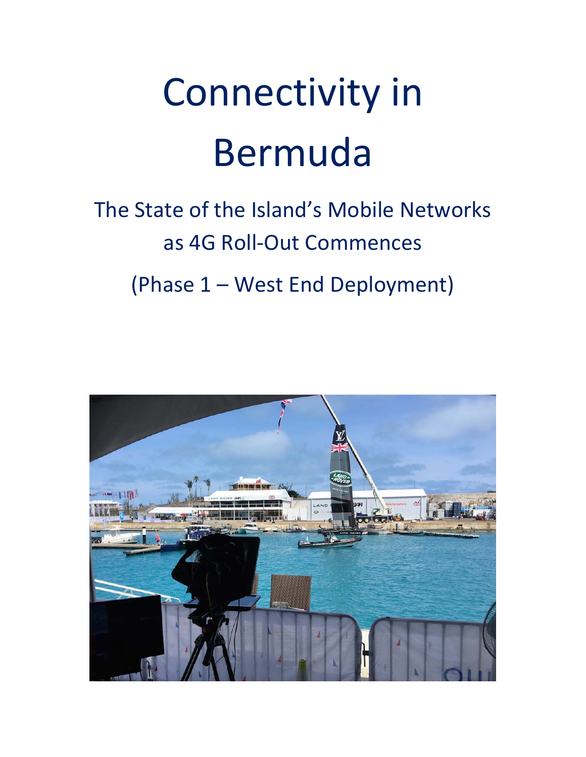# Connectivity in Bermuda

## The State of the Island's Mobile Networks as 4G Roll-Out Commences

## (Phase 1 – West End Deployment)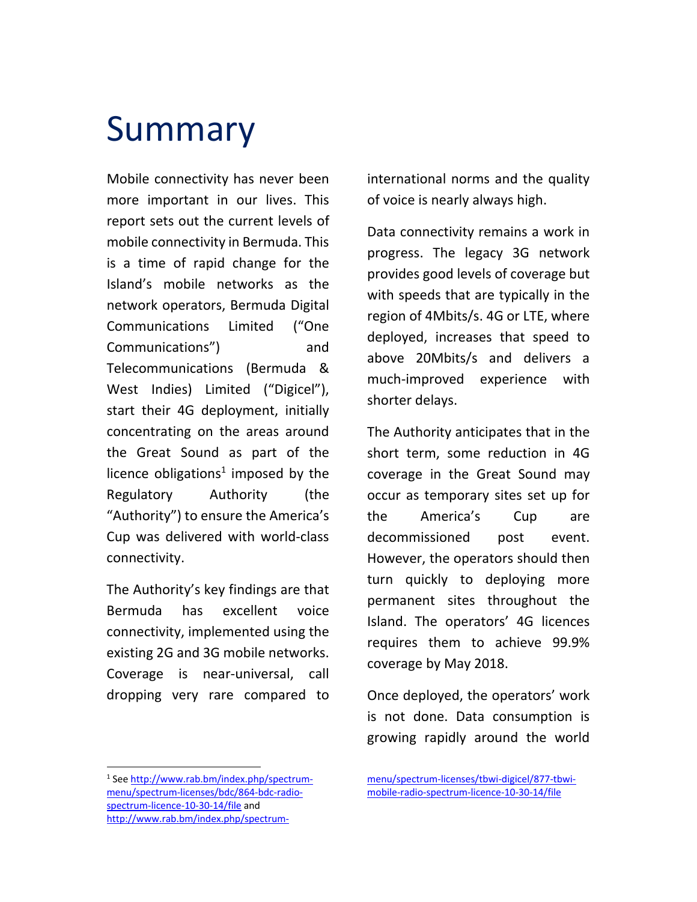# Summary

Mobile connectivity has never been more important in our lives. This report sets out the current levels of mobile connectivity in Bermuda. This is a time of rapid change for the Island's mobile networks as the network operators, Bermuda Digital Communications Limited ("One Communications") and Telecommunications (Bermuda & West Indies) Limited ("Digicel"), start their 4G deployment, initially concentrating on the areas around the Great Sound as part of the licence obligations[1] imposed by the Regulatory Authority (the "Authority") to ensure the America's Cup was delivered with world-class connectivity.

The Authority's key findings are that Bermuda has excellent voice connectivity, implemented using the existing 2G and 3G mobile networks. Coverage is near-universal, call dropping very rare compared to international norms and the quality of voice is nearly always high.

Data connectivity remains a work in progress. The legacy 3G network provides good levels of coverage but with speeds that are typically in the region of 4Mbits/s. 4G or LTE, where deployed, increases that speed to above 20Mbits/s and delivers a much-improved experience with shorter delays.

The Authority anticipates that in the short term, some reduction in 4G coverage in the Great Sound may occur as temporary sites set up for the America's Cup are decommissioned post event. However, the operators should then turn quickly to deploying more permanent sites throughout the Island. The operators' 4G licences requires them to achieve 99.9% coverage by May 2018.

Once deployed, the operators' work is not done. Data consumption is growing rapidly around the world

[1] See http://www.rab.bm/index.php/spectrum-menu/spectrum-licenses/bdc/864-bdc-radio-spectrum-licence-10-30-14/file and http://www.rab.bm/index.php/spectrum-menu/spectrum-licenses/tbwi-digicel/877-tbwi-mobile-radio-spectrum-licence-10-30-14/file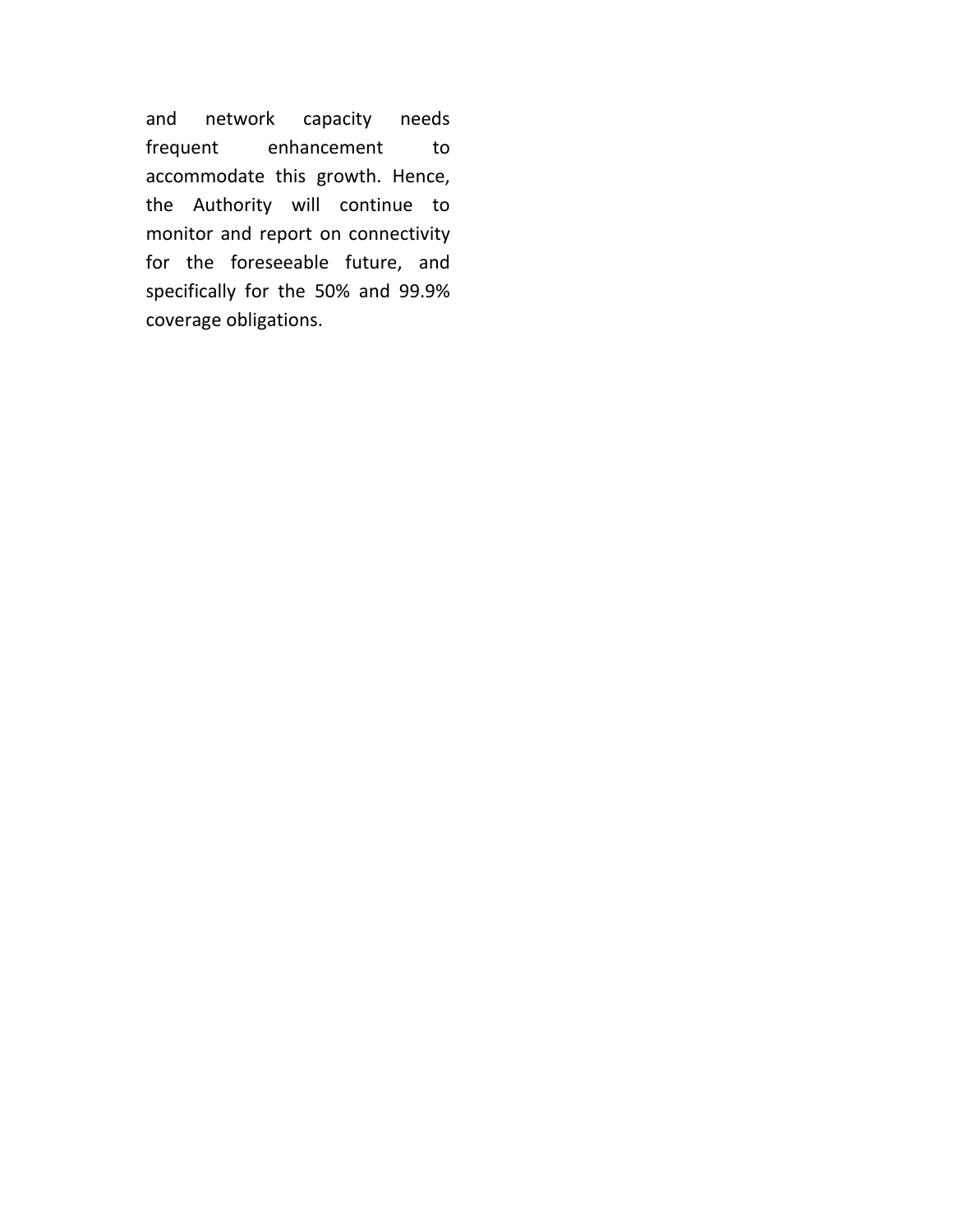and network capacity needs frequent enhancement to accommodate this growth. Hence, the Authority will continue to monitor and report on connectivity for the foreseeable future, and specifically for the 50% and 99.9% coverage obligations.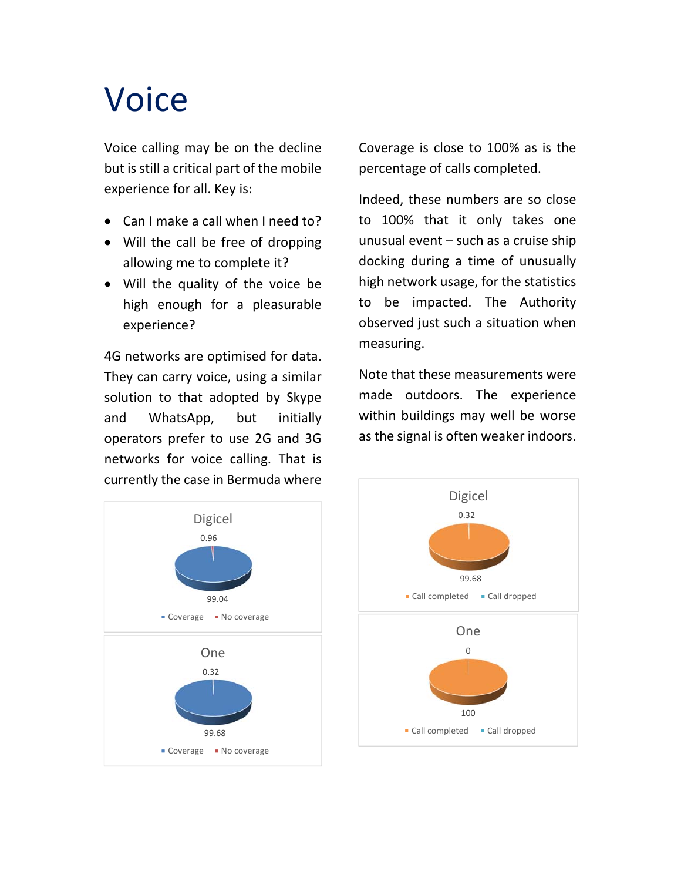# Voice

Voice calling may be on the decline but is still a critical part of the mobile experience for all. Key is:

- Can I make a call when I need to?
- Will the call be free of dropping allowing me to complete it?
- Will the quality of the voice be high enough for a pleasurable experience?

4G networks are optimised for data. They can carry voice, using a similar solution to that adopted by Skype and WhatsApp, but initially operators prefer to use 2G and 3G networks for voice calling. That is currently the case in Bermuda where

Coverage is close to 100% as is the percentage of calls completed.

Indeed, these numbers are so close to 100% that it only takes one unusual event – such as a cruise ship docking during a time of unusually high network usage, for the statistics to be impacted. The Authority observed just such a situation when measuring.

Note that these measurements were made outdoors. The experience within buildings may well be worse as the signal is often weaker indoors.

Digicel

| Coverage | No coverage |
| --- | --- |
| 99.04 | 0.96 |

One

| Coverage | No coverage |
| --- | --- |
| 99.68 | 0.32 |

Digicel

| Call completed | Call dropped |
| --- | --- |
| 99.68 | 0.32 |

One

| Call completed | Call dropped |
| --- | --- |
| 100 | 0 |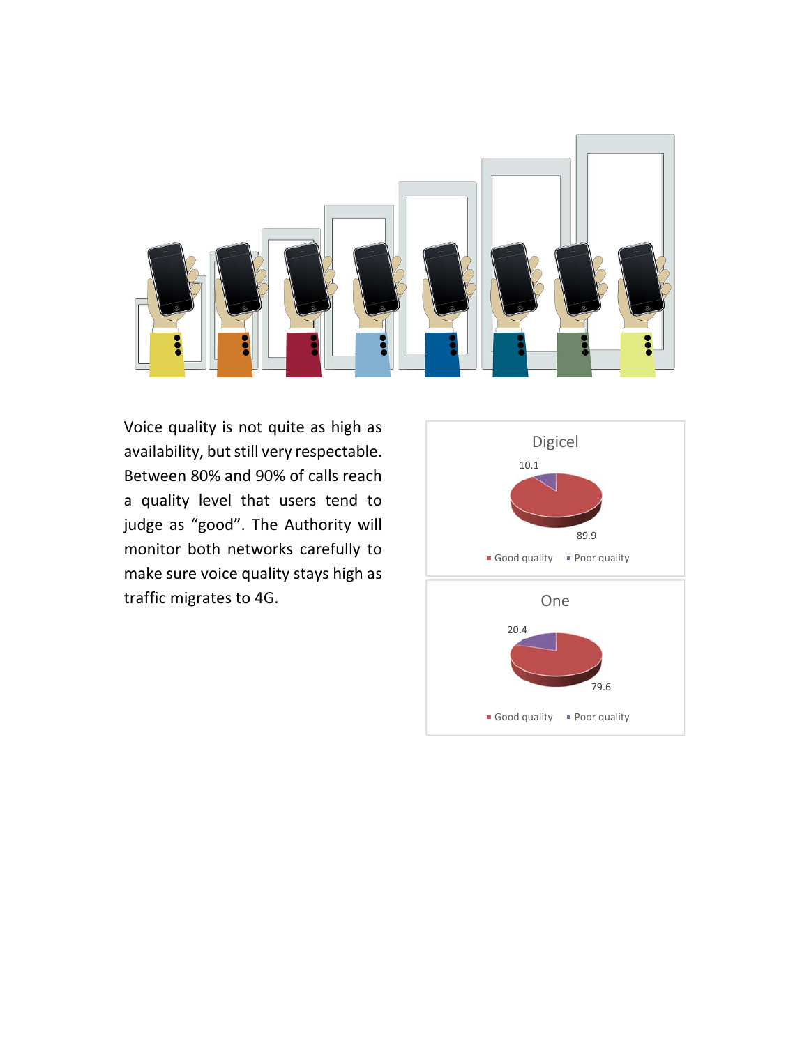Voice quality is not quite as high as availability, but still very respectable. Between 80% and 90% of calls reach a quality level that users tend to judge as "good". The Authority will monitor both networks carefully to make sure voice quality stays high as traffic migrates to 4G.

**Digicel**

| | % |
|---|---|
| Good quality | 89.9 |
| Poor quality | 10.1 |

**One**

| | % |
|---|---|
| Good quality | 79.6 |
| Poor quality | 20.4 |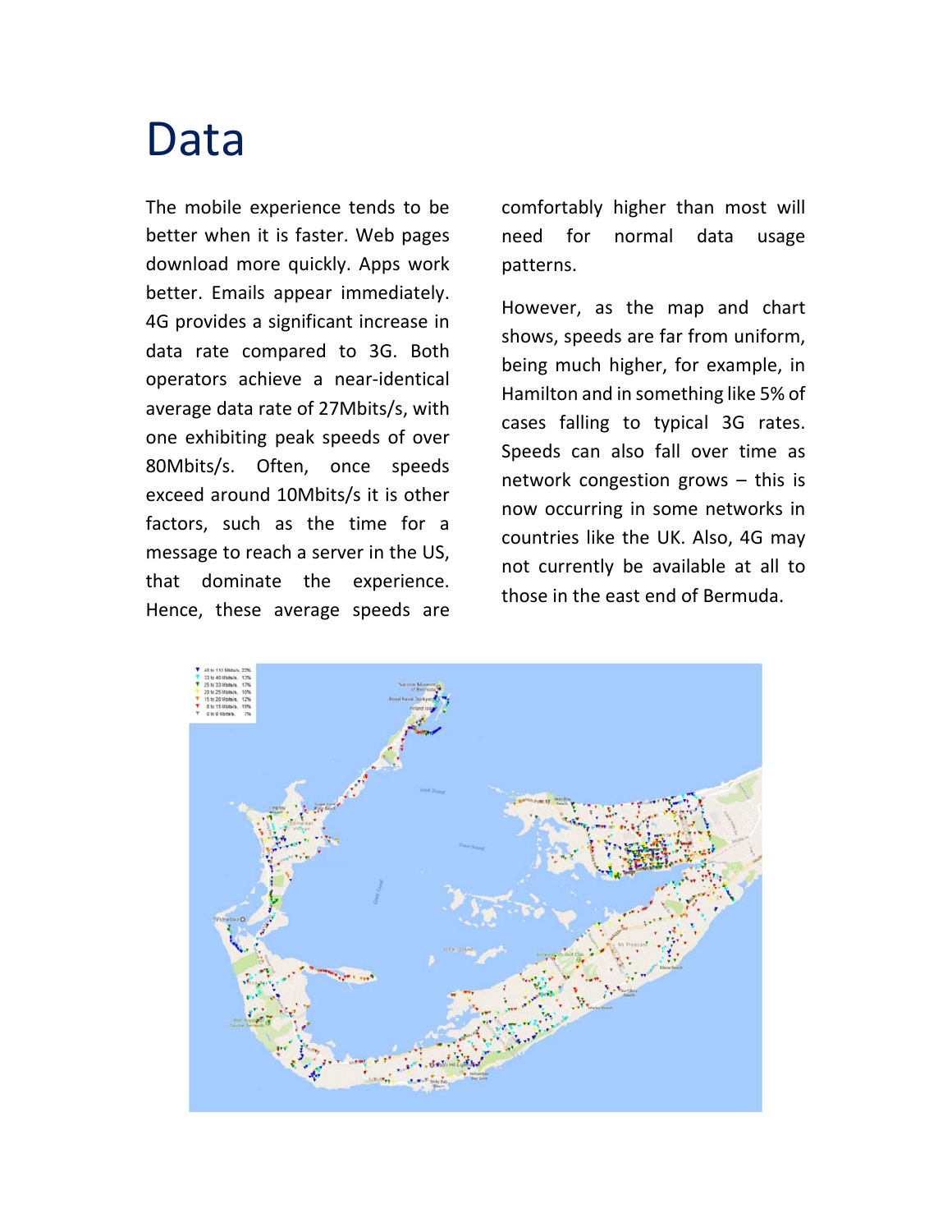# Data

The mobile experience tends to be better when it is faster. Web pages download more quickly. Apps work better. Emails appear immediately. 4G provides a significant increase in data rate compared to 3G. Both operators achieve a near-identical average data rate of 27Mbits/s, with one exhibiting peak speeds of over 80Mbits/s. Often, once speeds exceed around 10Mbits/s it is other factors, such as the time for a message to reach a server in the US, that dominate the experience. Hence, these average speeds are comfortably higher than most will need for normal data usage patterns.

However, as the map and chart shows, speeds are far from uniform, being much higher, for example, in Hamilton and in something like 5% of cases falling to typical 3G rates. Speeds can also fall over time as network congestion grows – this is now occurring in some networks in countries like the UK. Also, 4G may not currently be available at all to those in the east end of Bermuda.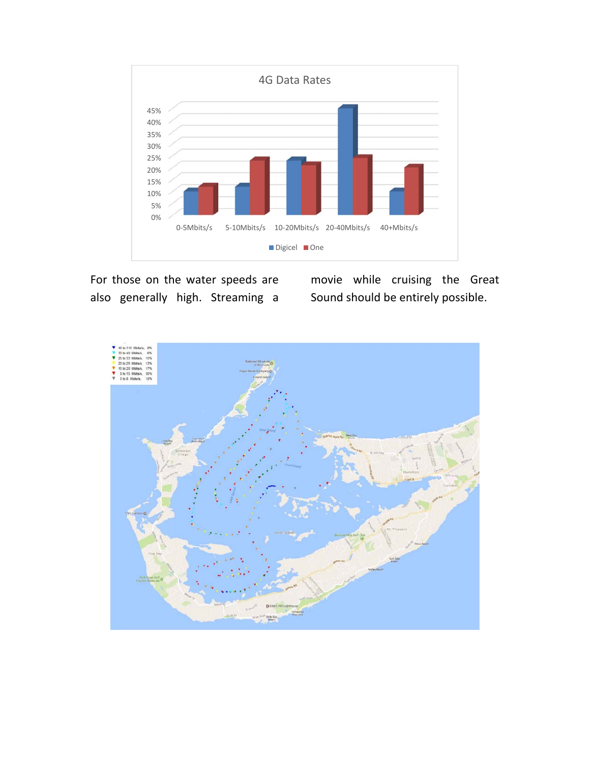For those on the water speeds are also generally high. Streaming a movie while cruising the Great Sound should be entirely possible.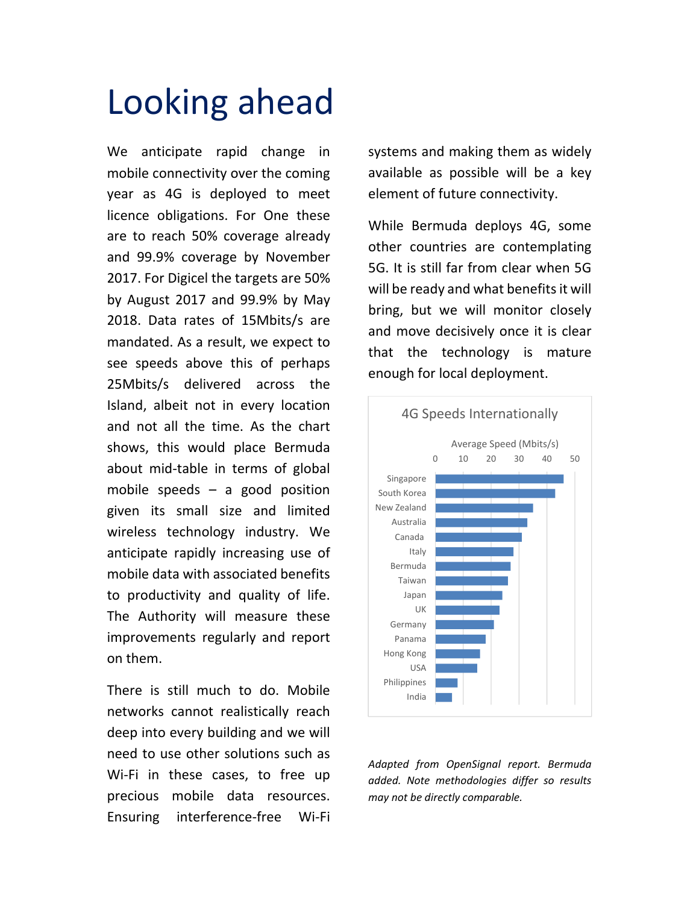# Looking ahead

We anticipate rapid change in mobile connectivity over the coming year as 4G is deployed to meet licence obligations. For One these are to reach 50% coverage already and 99.9% coverage by November 2017. For Digicel the targets are 50% by August 2017 and 99.9% by May 2018. Data rates of 15Mbits/s are mandated. As a result, we expect to see speeds above this of perhaps 25Mbits/s delivered across the Island, albeit not in every location and not all the time. As the chart shows, this would place Bermuda about mid-table in terms of global mobile speeds – a good position given its small size and limited wireless technology industry. We anticipate rapidly increasing use of mobile data with associated benefits to productivity and quality of life. The Authority will measure these improvements regularly and report on them.

There is still much to do. Mobile networks cannot realistically reach deep into every building and we will need to use other solutions such as Wi-Fi in these cases, to free up precious mobile data resources. Ensuring interference-free Wi-Fi systems and making them as widely available as possible will be a key element of future connectivity.

While Bermuda deploys 4G, some other countries are contemplating 5G. It is still far from clear when 5G will be ready and what benefits it will bring, but we will monitor closely and move decisively once it is clear that the technology is mature enough for local deployment.

**4G Speeds Internationally**

Average Speed (Mbits/s): 0, 10, 20, 30, 40, 50

Singapore, South Korea, New Zealand, Australia, Canada, Italy, Bermuda, Taiwan, Japan, UK, Germany, Panama, Hong Kong, USA, Philippines, India

*Adapted from OpenSignal report. Bermuda added. Note methodologies differ so results may not be directly comparable.*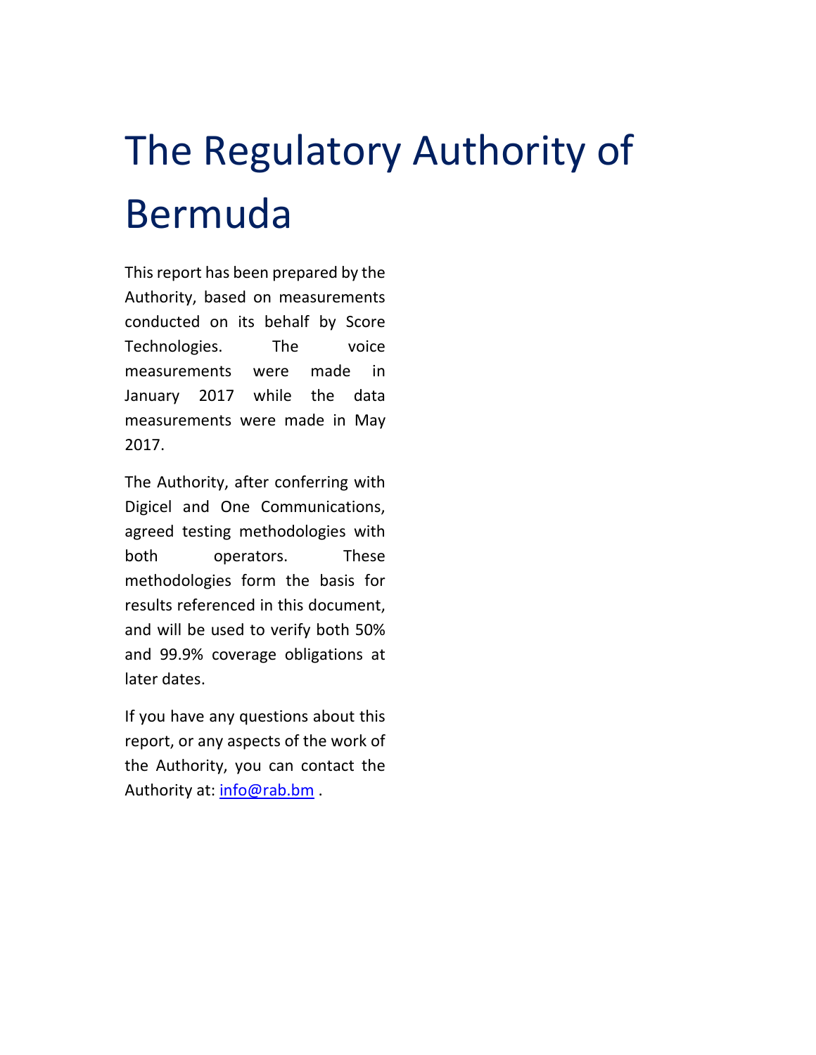# The Regulatory Authority of Bermuda

This report has been prepared by the Authority, based on measurements conducted on its behalf by Score Technologies. The voice measurements were made in January 2017 while the data measurements were made in May 2017.

The Authority, after conferring with Digicel and One Communications, agreed testing methodologies with both operators. These methodologies form the basis for results referenced in this document, and will be used to verify both 50% and 99.9% coverage obligations at later dates.

If you have any questions about this report, or any aspects of the work of the Authority, you can contact the Authority at: info@rab.bm .